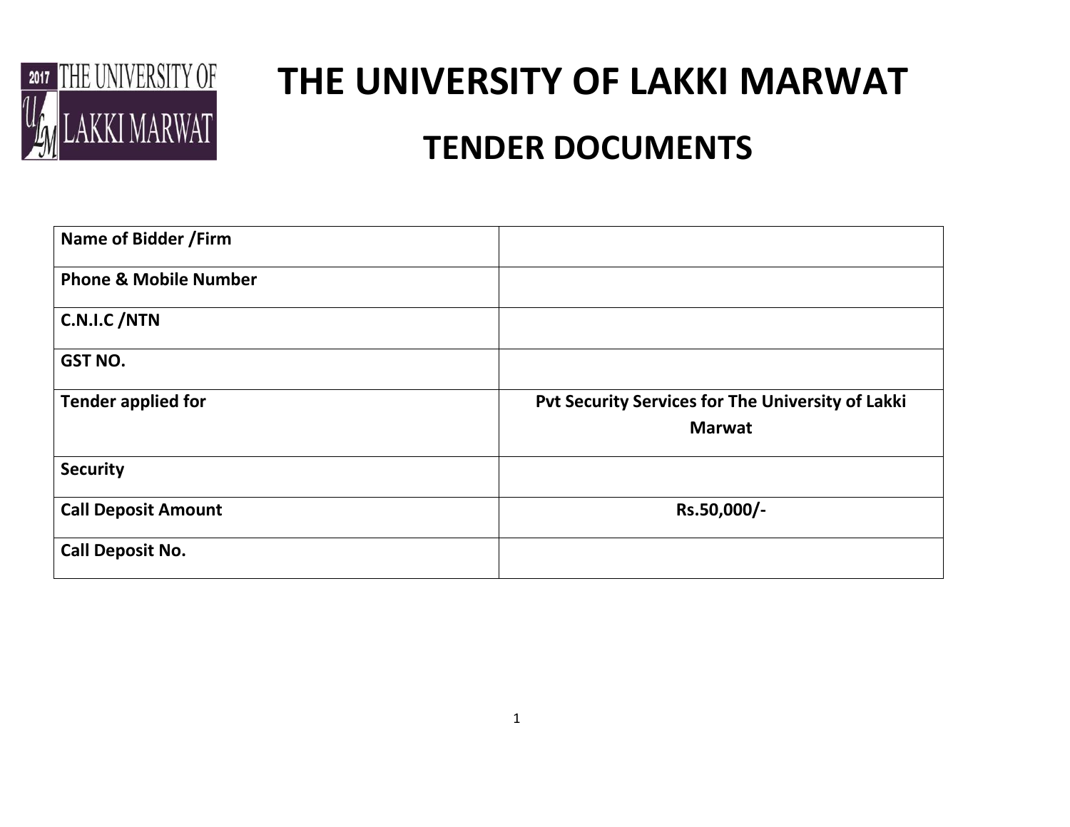# THE UNIVERSITY OF LAKKI MARWAT

## TENDER DOCUMENTS

| | |
|---|---|
| **Name of Bidder /Firm** | |
| **Phone & Mobile Number** | |
| **C.N.I.C /NTN** | |
| **GST NO.** | |
| **Tender applied for** | **Pvt Security Services for The University of Lakki Marwat** |
| **Security** | |
| **Call Deposit Amount** | **Rs.50,000/-** |
| **Call Deposit No.** | |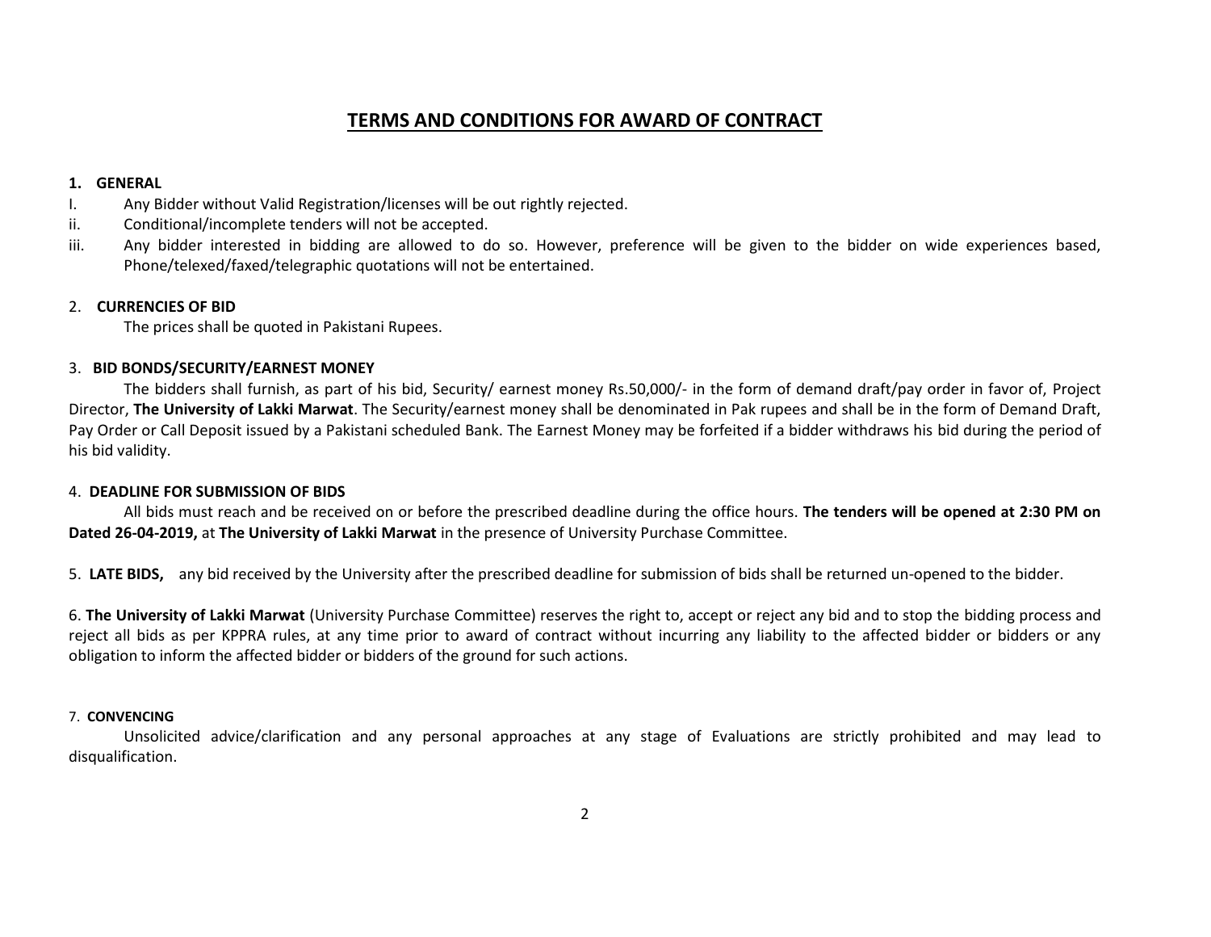# TERMS AND CONDITIONS FOR AWARD OF CONTRACT

**1. GENERAL**

I. Any Bidder without Valid Registration/licenses will be out rightly rejected.

ii. Conditional/incomplete tenders will not be accepted.

iii. Any bidder interested in bidding are allowed to do so. However, preference will be given to the bidder on wide experiences based, Phone/telexed/faxed/telegraphic quotations will not be entertained.

2. **CURRENCIES OF BID**

The prices shall be quoted in Pakistani Rupees.

3. **BID BONDS/SECURITY/EARNEST MONEY**

The bidders shall furnish, as part of his bid, Security/ earnest money Rs.50,000/- in the form of demand draft/pay order in favor of, Project Director, **The University of Lakki Marwat**. The Security/earnest money shall be denominated in Pak rupees and shall be in the form of Demand Draft, Pay Order or Call Deposit issued by a Pakistani scheduled Bank. The Earnest Money may be forfeited if a bidder withdraws his bid during the period of his bid validity.

4. **DEADLINE FOR SUBMISSION OF BIDS**

All bids must reach and be received on or before the prescribed deadline during the office hours. **The tenders will be opened at 2:30 PM on Dated 26-04-2019,** at **The University of Lakki Marwat** in the presence of University Purchase Committee.

5. **LATE BIDS,** any bid received by the University after the prescribed deadline for submission of bids shall be returned un-opened to the bidder.

6. **The University of Lakki Marwat** (University Purchase Committee) reserves the right to, accept or reject any bid and to stop the bidding process and reject all bids as per KPPRA rules, at any time prior to award of contract without incurring any liability to the affected bidder or bidders or any obligation to inform the affected bidder or bidders of the ground for such actions.

7. **CONVENCING**

Unsolicited advice/clarification and any personal approaches at any stage of Evaluations are strictly prohibited and may lead to disqualification.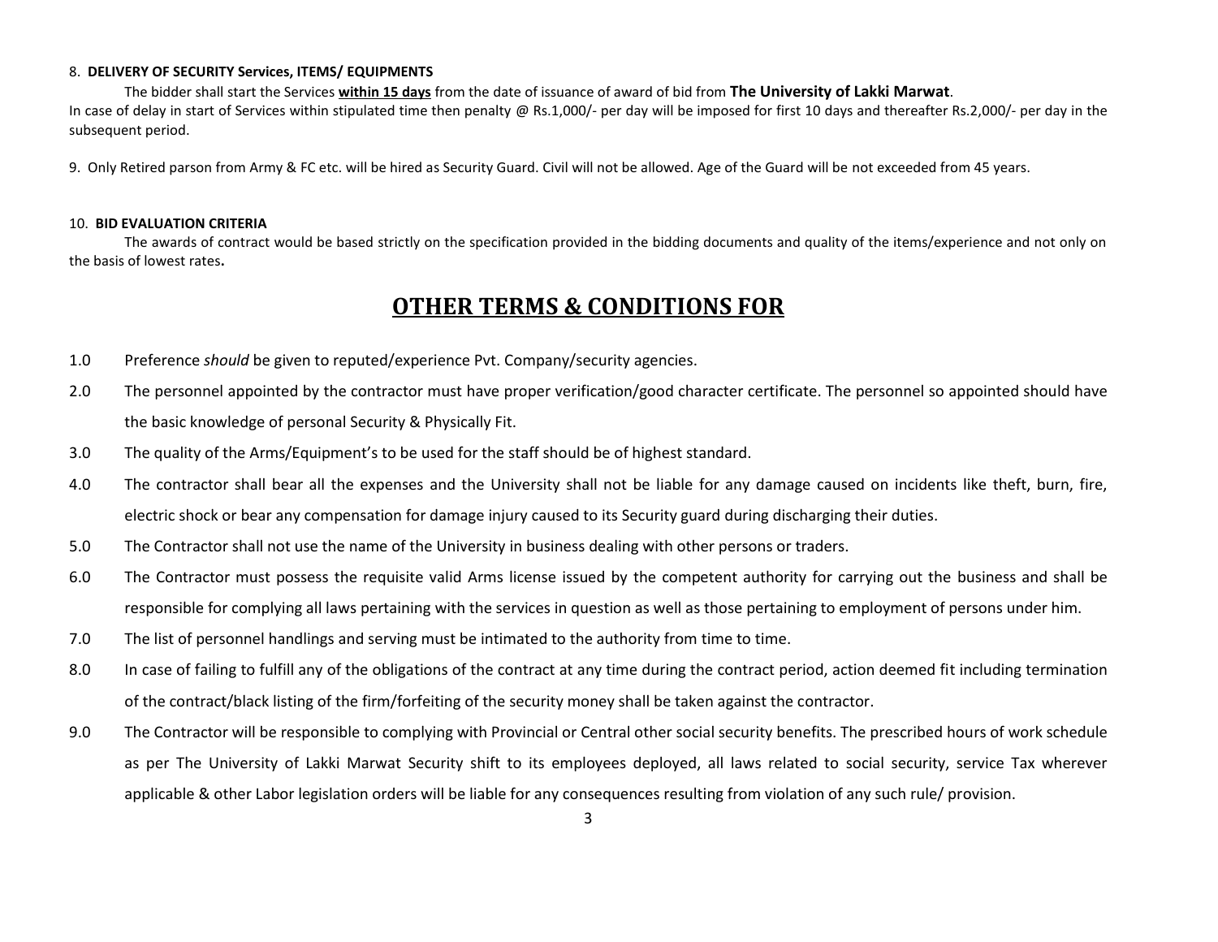8. **DELIVERY OF SECURITY Services, ITEMS/ EQUIPMENTS**

The bidder shall start the Services **within 15 days** from the date of issuance of award of bid from **The University of Lakki Marwat**.
In case of delay in start of Services within stipulated time then penalty @ Rs.1,000/- per day will be imposed for first 10 days and thereafter Rs.2,000/- per day in the subsequent period.

9. Only Retired parson from Army & FC etc. will be hired as Security Guard. Civil will not be allowed. Age of the Guard will be not exceeded from 45 years.

10. **BID EVALUATION CRITERIA**

The awards of contract would be based strictly on the specification provided in the bidding documents and quality of the items/experience and not only on the basis of lowest rates**.**

# OTHER TERMS & CONDITIONS FOR

1.0 Preference *should* be given to reputed/experience Pvt. Company/security agencies.

2.0 The personnel appointed by the contractor must have proper verification/good character certificate. The personnel so appointed should have the basic knowledge of personal Security & Physically Fit.

3.0 The quality of the Arms/Equipment's to be used for the staff should be of highest standard.

4.0 The contractor shall bear all the expenses and the University shall not be liable for any damage caused on incidents like theft, burn, fire, electric shock or bear any compensation for damage injury caused to its Security guard during discharging their duties.

5.0 The Contractor shall not use the name of the University in business dealing with other persons or traders.

6.0 The Contractor must possess the requisite valid Arms license issued by the competent authority for carrying out the business and shall be responsible for complying all laws pertaining with the services in question as well as those pertaining to employment of persons under him.

7.0 The list of personnel handlings and serving must be intimated to the authority from time to time.

8.0 In case of failing to fulfill any of the obligations of the contract at any time during the contract period, action deemed fit including termination of the contract/black listing of the firm/forfeiting of the security money shall be taken against the contractor.

9.0 The Contractor will be responsible to complying with Provincial or Central other social security benefits. The prescribed hours of work schedule as per The University of Lakki Marwat Security shift to its employees deployed, all laws related to social security, service Tax wherever applicable & other Labor legislation orders will be liable for any consequences resulting from violation of any such rule/ provision.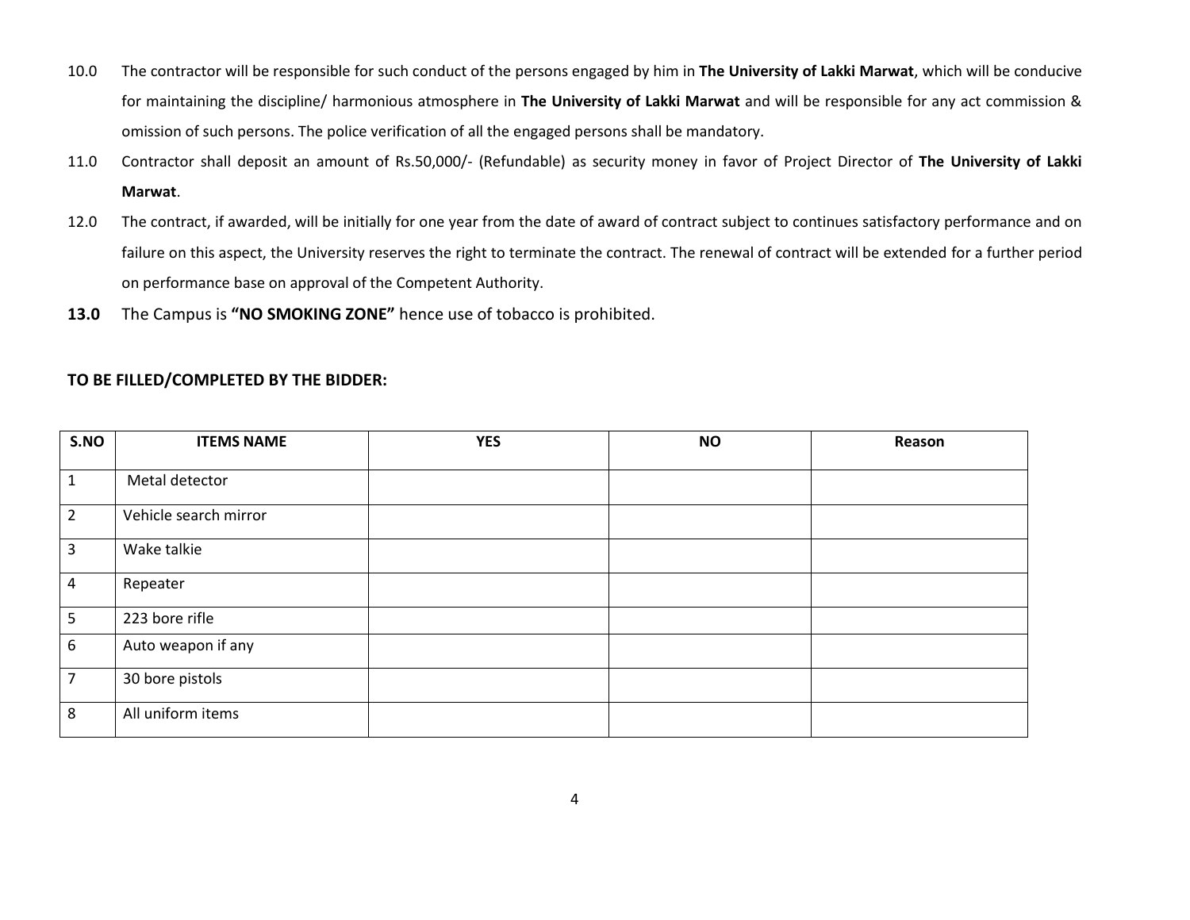10.0 The contractor will be responsible for such conduct of the persons engaged by him in **The University of Lakki Marwat**, which will be conducive for maintaining the discipline/ harmonious atmosphere in **The University of Lakki Marwat** and will be responsible for any act commission & omission of such persons. The police verification of all the engaged persons shall be mandatory.

11.0 Contractor shall deposit an amount of Rs.50,000/- (Refundable) as security money in favor of Project Director of **The University of Lakki Marwat**.

12.0 The contract, if awarded, will be initially for one year from the date of award of contract subject to continues satisfactory performance and on failure on this aspect, the University reserves the right to terminate the contract. The renewal of contract will be extended for a further period on performance base on approval of the Competent Authority.

**13.0** The Campus is **"NO SMOKING ZONE"** hence use of tobacco is prohibited.

**TO BE FILLED/COMPLETED BY THE BIDDER:**

| S.NO | ITEMS NAME | YES | NO | Reason |
|---|---|---|---|---|
| 1 | Metal detector | | | |
| 2 | Vehicle search mirror | | | |
| 3 | Wake talkie | | | |
| 4 | Repeater | | | |
| 5 | 223 bore rifle | | | |
| 6 | Auto weapon if any | | | |
| 7 | 30 bore pistols | | | |
| 8 | All uniform items | | | |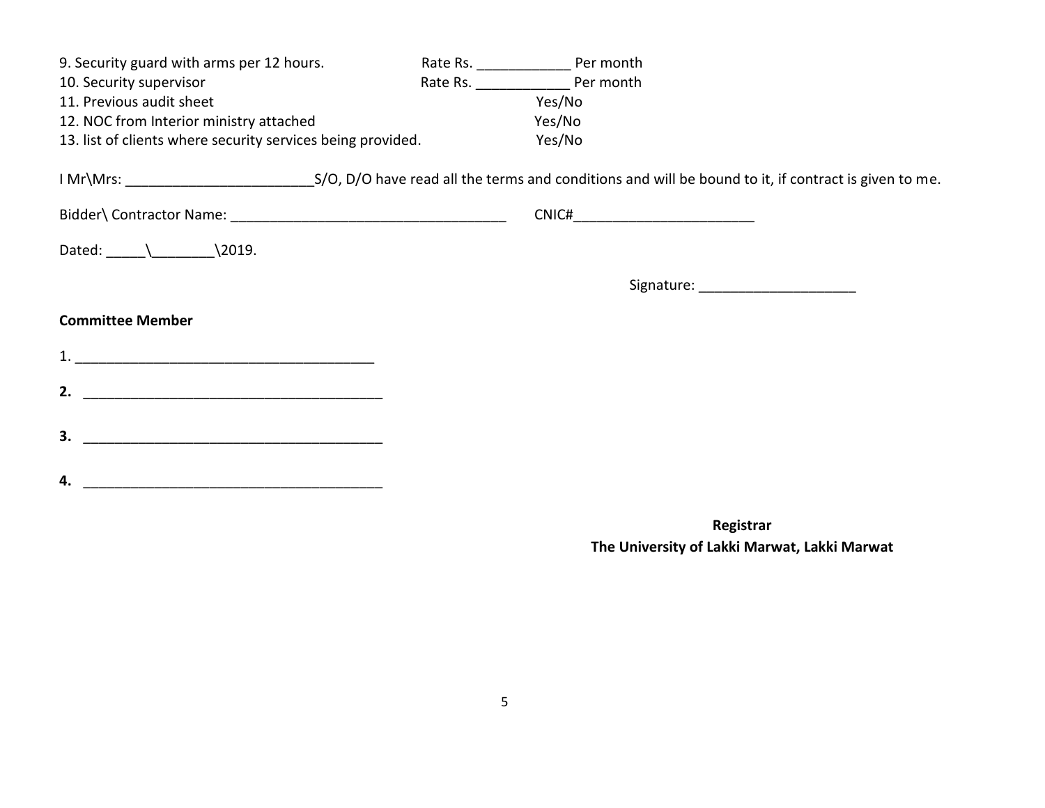9. Security guard with arms per 12 hours. Rate Rs. ____________ Per month

10. Security supervisor Rate Rs. ____________ Per month

11. Previous audit sheet Yes/No

12. NOC from Interior ministry attached Yes/No

13. list of clients where security services being provided. Yes/No

I Mr\Mrs: ________________________S/O, D/O have read all the terms and conditions and will be bound to it, if contract is given to me.

Bidder\ Contractor Name: ____________________________________ CNIC#_______________________

Dated: _____\________\2019.

Signature: ____________________

**Committee Member**

1. ______________________________________

**2.** ______________________________________

**3.** ______________________________________

**4.** ______________________________________

**Registrar**
**The University of Lakki Marwat, Lakki Marwat**